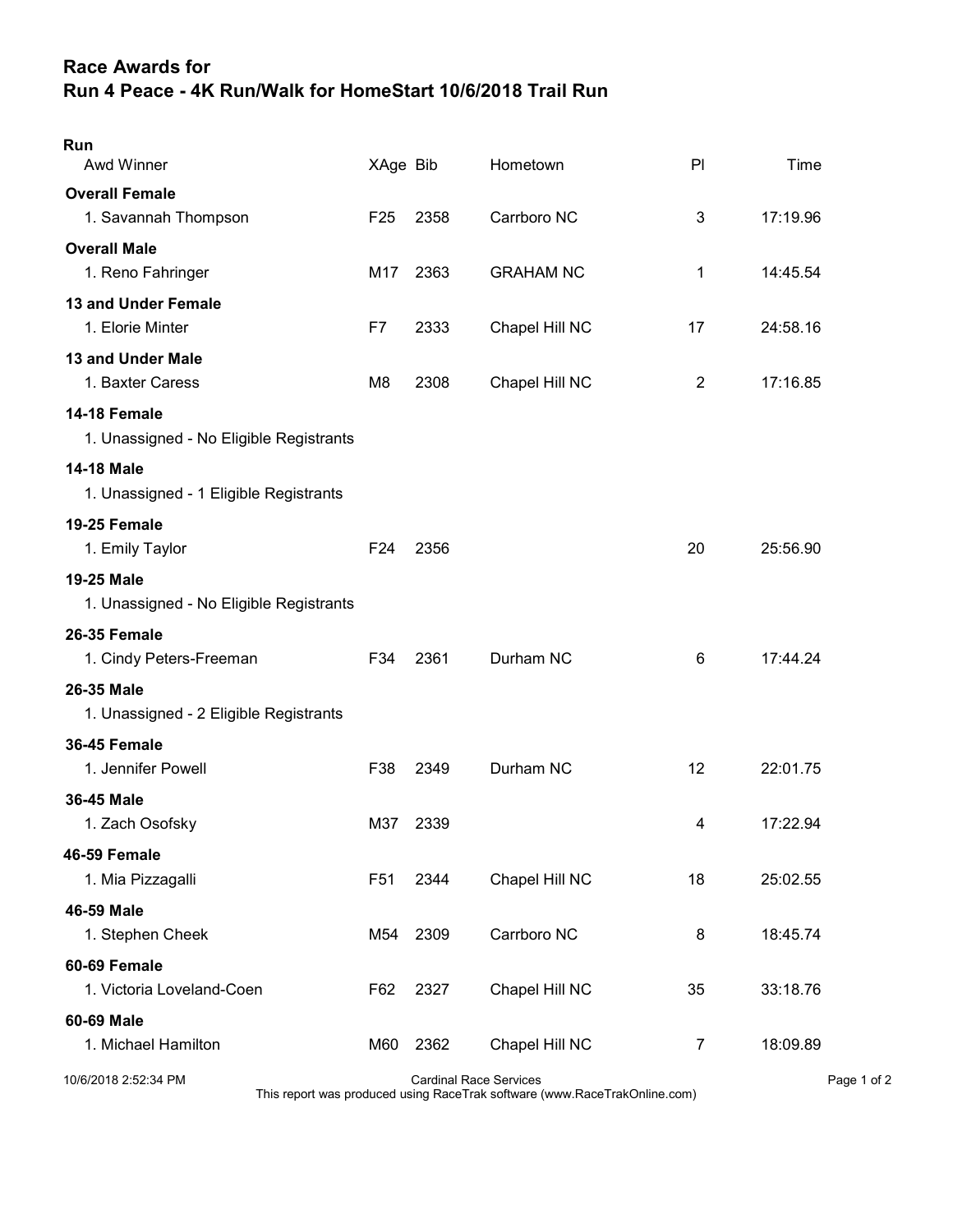# Race Awards for
# Run 4 Peace - 4K Run/Walk for HomeStart 10/6/2018 Trail Run

## Run

| Awd Winner | XAge | Bib | Hometown | Pl | Time |
|---|---|---|---|---|---|
| **Overall Female** | | | | | |
| 1. Savannah Thompson | F25 | 2358 | Carrboro NC | 3 | 17:19.96 |
| **Overall Male** | | | | | |
| 1. Reno Fahringer | M17 | 2363 | GRAHAM NC | 1 | 14:45.54 |
| **13 and Under Female** | | | | | |
| 1. Elorie Minter | F7 | 2333 | Chapel Hill NC | 17 | 24:58.16 |
| **13 and Under Male** | | | | | |
| 1. Baxter Caress | M8 | 2308 | Chapel Hill NC | 2 | 17:16.85 |
| **14-18 Female** | | | | | |
| 1. Unassigned - No Eligible Registrants | | | | | |
| **14-18 Male** | | | | | |
| 1. Unassigned - 1 Eligible Registrants | | | | | |
| **19-25 Female** | | | | | |
| 1. Emily Taylor | F24 | 2356 | | 20 | 25:56.90 |
| **19-25 Male** | | | | | |
| 1. Unassigned - No Eligible Registrants | | | | | |
| **26-35 Female** | | | | | |
| 1. Cindy Peters-Freeman | F34 | 2361 | Durham NC | 6 | 17:44.24 |
| **26-35 Male** | | | | | |
| 1. Unassigned - 2 Eligible Registrants | | | | | |
| **36-45 Female** | | | | | |
| 1. Jennifer Powell | F38 | 2349 | Durham NC | 12 | 22:01.75 |
| **36-45 Male** | | | | | |
| 1. Zach Osofsky | M37 | 2339 | | 4 | 17:22.94 |
| **46-59 Female** | | | | | |
| 1. Mia Pizzagalli | F51 | 2344 | Chapel Hill NC | 18 | 25:02.55 |
| **46-59 Male** | | | | | |
| 1. Stephen Cheek | M54 | 2309 | Carrboro NC | 8 | 18:45.74 |
| **60-69 Female** | | | | | |
| 1. Victoria Loveland-Coen | F62 | 2327 | Chapel Hill NC | 35 | 33:18.76 |
| **60-69 Male** | | | | | |
| 1. Michael Hamilton | M60 | 2362 | Chapel Hill NC | 7 | 18:09.89 |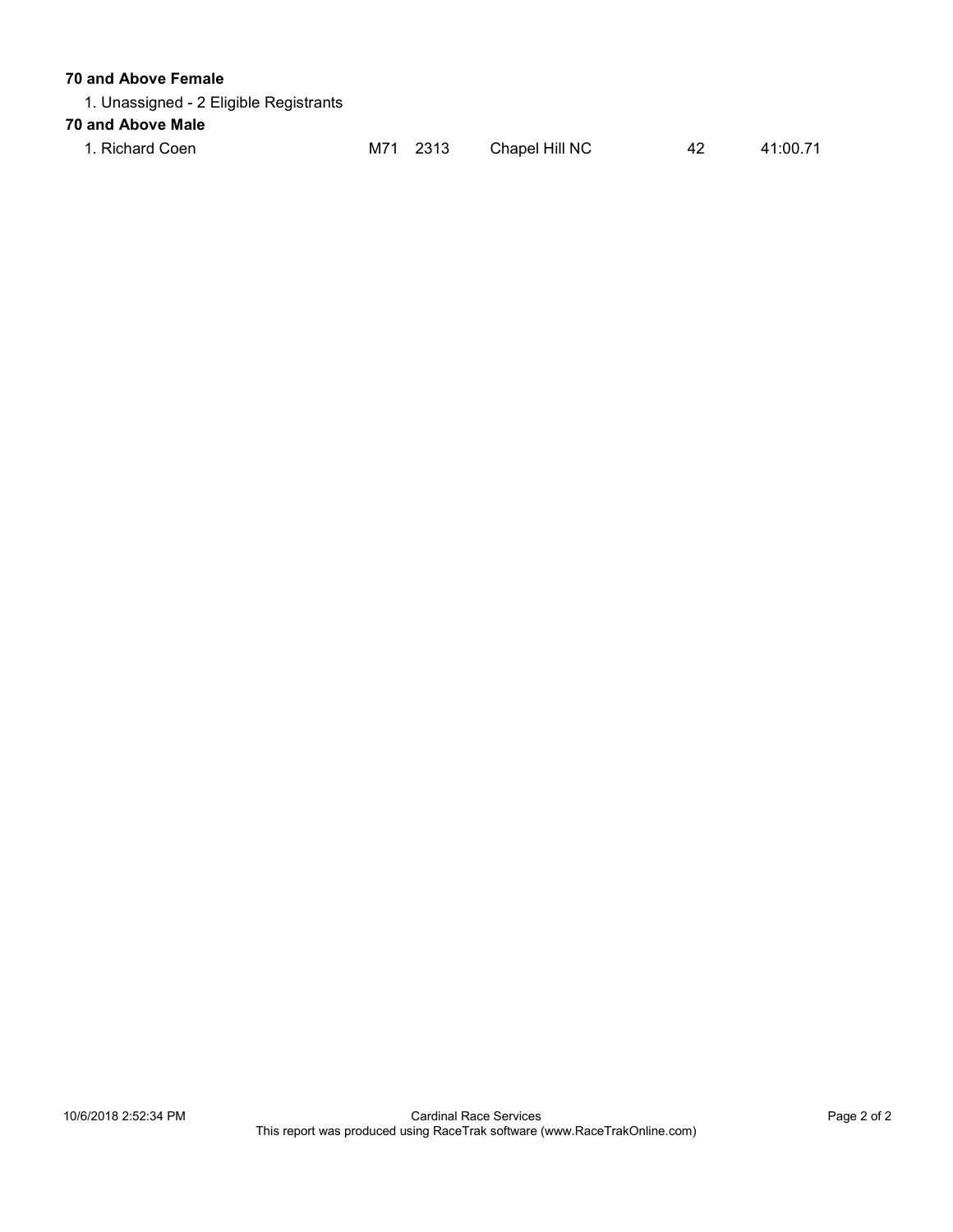**70 and Above Female**

1. Unassigned - 2 Eligible Registrants

**70 and Above Male**

| | | | | | |
|---|---|---|---|---|---|
| 1. Richard Coen | M71 | 2313 | Chapel Hill NC | 42 | 41:00.71 |